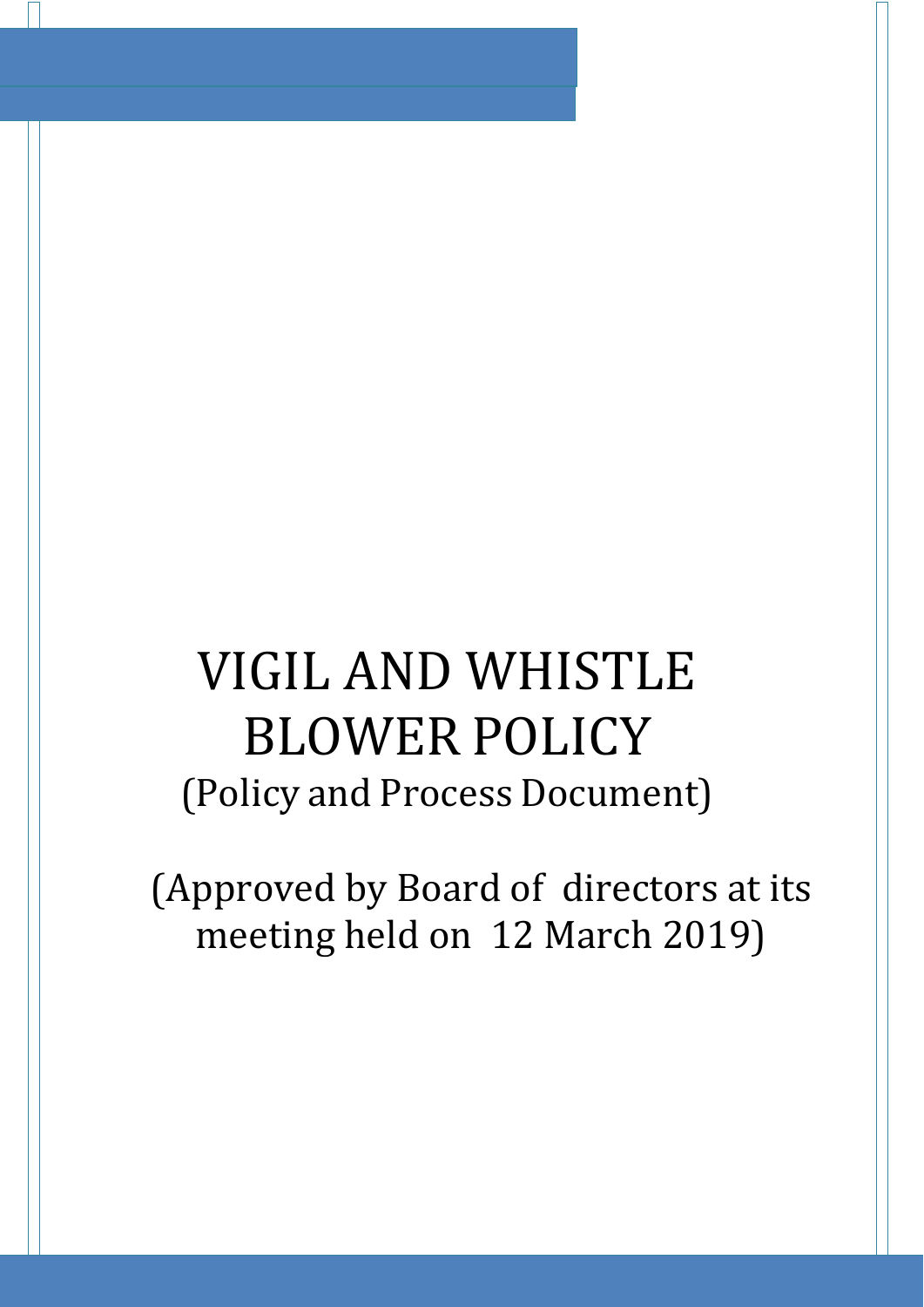# VIGIL AND WHISTLE BLOWER POLICY

(Policy and Process Document)

(Approved by Board of directors at its meeting held on 12 March 2019)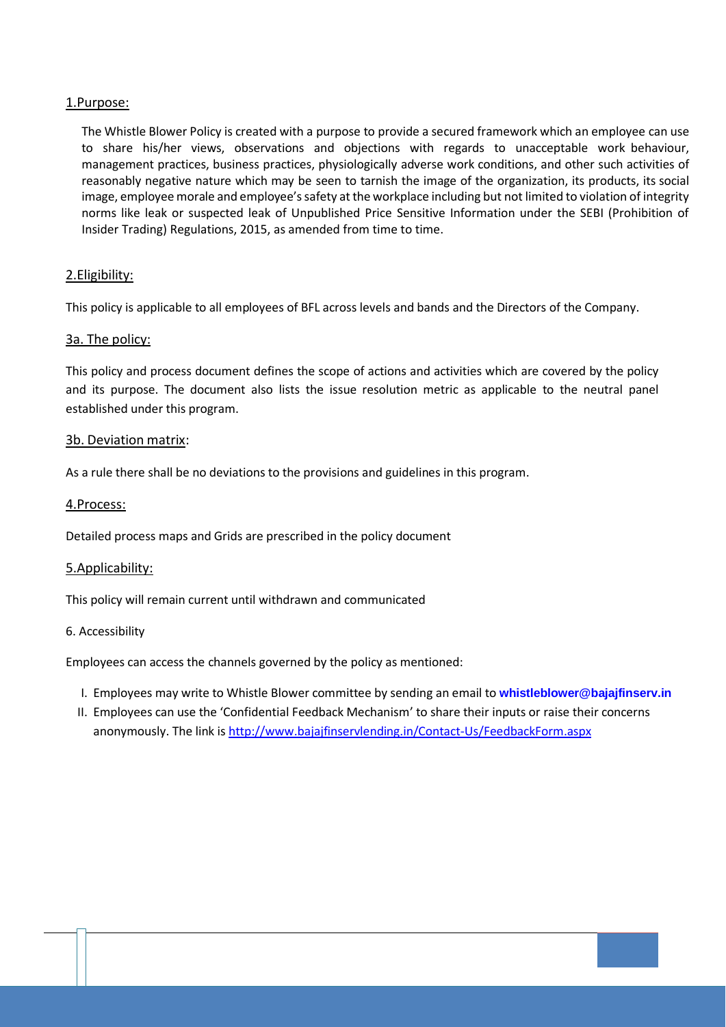## 1.Purpose:

The Whistle Blower Policy is created with a purpose to provide a secured framework which an employee can use to share his/her views, observations and objections with regards to unacceptable work behaviour, management practices, business practices, physiologically adverse work conditions, and other such activities of reasonably negative nature which may be seen to tarnish the image of the organization, its products, its social image, employee morale and employee's safety at the workplace including but not limited to violation of integrity norms like leak or suspected leak of Unpublished Price Sensitive Information under the SEBI (Prohibition of Insider Trading) Regulations, 2015, as amended from time to time.

## 2.Eligibility:

This policy is applicable to all employees of BFL across levels and bands and the Directors of the Company.

## 3a. The policy:

This policy and process document defines the scope of actions and activities which are covered by the policy and its purpose. The document also lists the issue resolution metric as applicable to the neutral panel established under this program.

## 3b. Deviation matrix:

As a rule there shall be no deviations to the provisions and guidelines in this program.

## 4.Process:

Detailed process maps and Grids are prescribed in the policy document

## 5.Applicability:

This policy will remain current until withdrawn and communicated

## 6. Accessibility

Employees can access the channels governed by the policy as mentioned:

I. Employees may write to Whistle Blower committee by sending an email to **whistleblower@bajajfinserv.in**
II. Employees can use the 'Confidential Feedback Mechanism' to share their inputs or raise their concerns anonymously. The link is http://www.bajajfinservlending.in/Contact-Us/FeedbackForm.aspx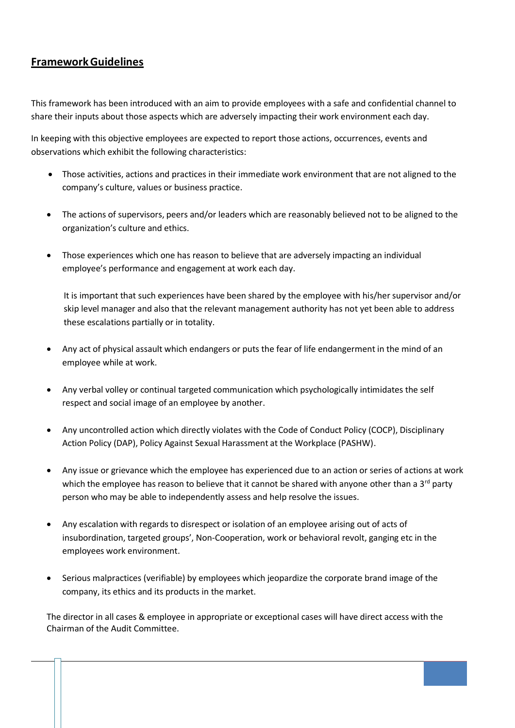## **Framework Guidelines**

This framework has been introduced with an aim to provide employees with a safe and confidential channel to share their inputs about those aspects which are adversely impacting their work environment each day.

In keeping with this objective employees are expected to report those actions, occurrences, events and observations which exhibit the following characteristics:

- Those activities, actions and practices in their immediate work environment that are not aligned to the company's culture, values or business practice.

- The actions of supervisors, peers and/or leaders which are reasonably believed not to be aligned to the organization's culture and ethics.

- Those experiences which one has reason to believe that are adversely impacting an individual employee's performance and engagement at work each day.

  It is important that such experiences have been shared by the employee with his/her supervisor and/or skip level manager and also that the relevant management authority has not yet been able to address these escalations partially or in totality.

- Any act of physical assault which endangers or puts the fear of life endangerment in the mind of an employee while at work.

- Any verbal volley or continual targeted communication which psychologically intimidates the self respect and social image of an employee by another.

- Any uncontrolled action which directly violates with the Code of Conduct Policy (COCP), Disciplinary Action Policy (DAP), Policy Against Sexual Harassment at the Workplace (PASHW).

- Any issue or grievance which the employee has experienced due to an action or series of actions at work which the employee has reason to believe that it cannot be shared with anyone other than a 3rd party person who may be able to independently assess and help resolve the issues.

- Any escalation with regards to disrespect or isolation of an employee arising out of acts of insubordination, targeted groups', Non-Cooperation, work or behavioral revolt, ganging etc in the employees work environment.

- Serious malpractices (verifiable) by employees which jeopardize the corporate brand image of the company, its ethics and its products in the market.

The director in all cases & employee in appropriate or exceptional cases will have direct access with the Chairman of the Audit Committee.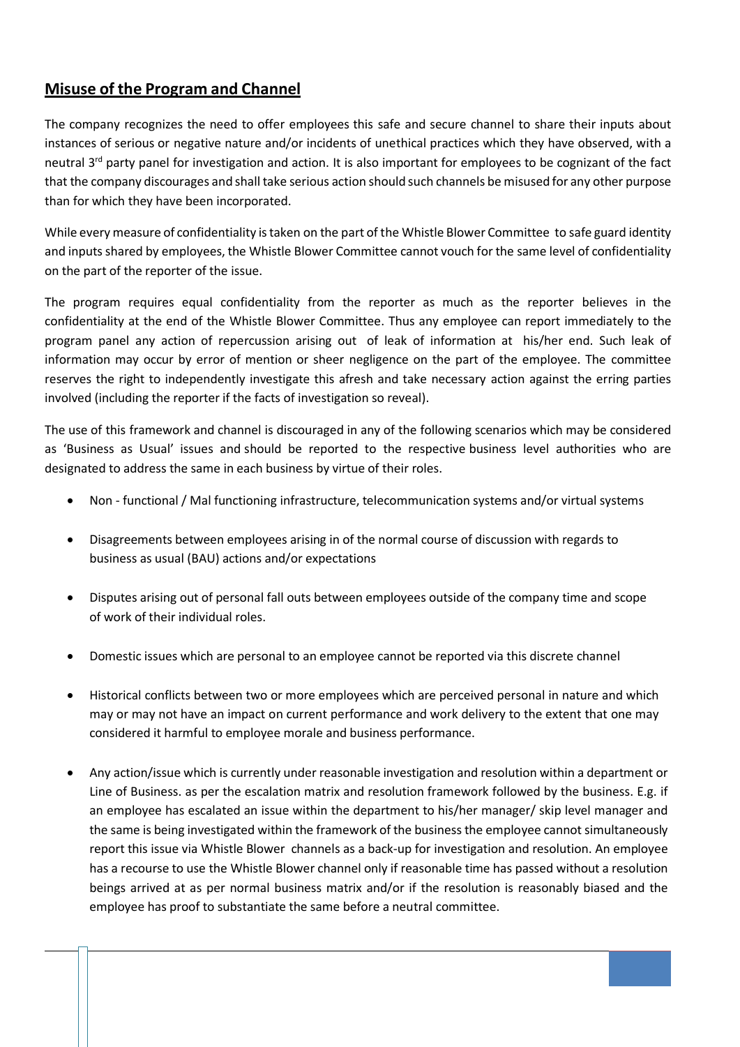## **Misuse of the Program and Channel**

The company recognizes the need to offer employees this safe and secure channel to share their inputs about instances of serious or negative nature and/or incidents of unethical practices which they have observed, with a neutral 3rd party panel for investigation and action. It is also important for employees to be cognizant of the fact that the company discourages and shall take serious action should such channels be misused for any other purpose than for which they have been incorporated.

While every measure of confidentiality is taken on the part of the Whistle Blower Committee to safe guard identity and inputs shared by employees, the Whistle Blower Committee cannot vouch for the same level of confidentiality on the part of the reporter of the issue.

The program requires equal confidentiality from the reporter as much as the reporter believes in the confidentiality at the end of the Whistle Blower Committee. Thus any employee can report immediately to the program panel any action of repercussion arising out of leak of information at his/her end. Such leak of information may occur by error of mention or sheer negligence on the part of the employee. The committee reserves the right to independently investigate this afresh and take necessary action against the erring parties involved (including the reporter if the facts of investigation so reveal).

The use of this framework and channel is discouraged in any of the following scenarios which may be considered as 'Business as Usual' issues and should be reported to the respective business level authorities who are designated to address the same in each business by virtue of their roles.

- Non - functional / Mal functioning infrastructure, telecommunication systems and/or virtual systems
- Disagreements between employees arising in of the normal course of discussion with regards to business as usual (BAU) actions and/or expectations
- Disputes arising out of personal fall outs between employees outside of the company time and scope of work of their individual roles.
- Domestic issues which are personal to an employee cannot be reported via this discrete channel
- Historical conflicts between two or more employees which are perceived personal in nature and which may or may not have an impact on current performance and work delivery to the extent that one may considered it harmful to employee morale and business performance.
- Any action/issue which is currently under reasonable investigation and resolution within a department or Line of Business. as per the escalation matrix and resolution framework followed by the business. E.g. if an employee has escalated an issue within the department to his/her manager/ skip level manager and the same is being investigated within the framework of the business the employee cannot simultaneously report this issue via Whistle Blower channels as a back-up for investigation and resolution. An employee has a recourse to use the Whistle Blower channel only if reasonable time has passed without a resolution beings arrived at as per normal business matrix and/or if the resolution is reasonably biased and the employee has proof to substantiate the same before a neutral committee.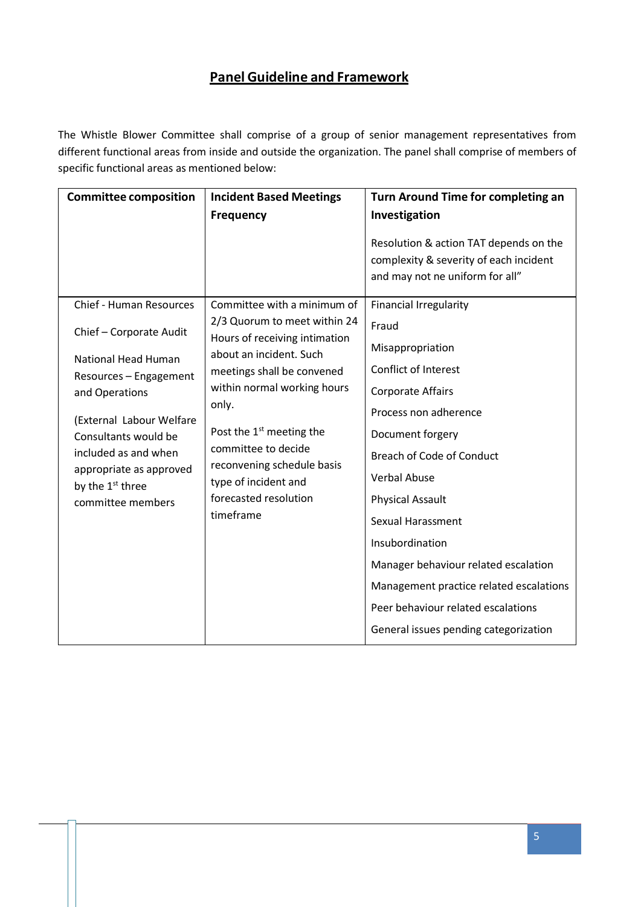# Panel Guideline and Framework

The Whistle Blower Committee shall comprise of a group of senior management representatives from different functional areas from inside and outside the organization. The panel shall comprise of members of specific functional areas as mentioned below:

| **Committee composition** | **Incident Based Meetings Frequency** | **Turn Around Time for completing an Investigation**<br><br>Resolution & action TAT depends on the complexity & severity of each incident and may not ne uniform for all" |
|---|---|---|
| Chief - Human Resources<br><br>Chief – Corporate Audit<br><br>National Head Human Resources – Engagement and Operations<br><br>(External Labour Welfare Consultants would be included as and when appropriate as approved by the 1st three committee members | Committee with a minimum of 2/3 Quorum to meet within 24 Hours of receiving intimation about an incident. Such meetings shall be convened within normal working hours only.<br><br>Post the 1st meeting the committee to decide reconvening schedule basis type of incident and forecasted resolution timeframe | Financial Irregularity<br>Fraud<br>Misappropriation<br>Conflict of Interest<br>Corporate Affairs<br>Process non adherence<br>Document forgery<br>Breach of Code of Conduct<br>Verbal Abuse<br>Physical Assault<br>Sexual Harassment<br>Insubordination<br>Manager behaviour related escalation<br>Management practice related escalations<br>Peer behaviour related escalations<br>General issues pending categorization |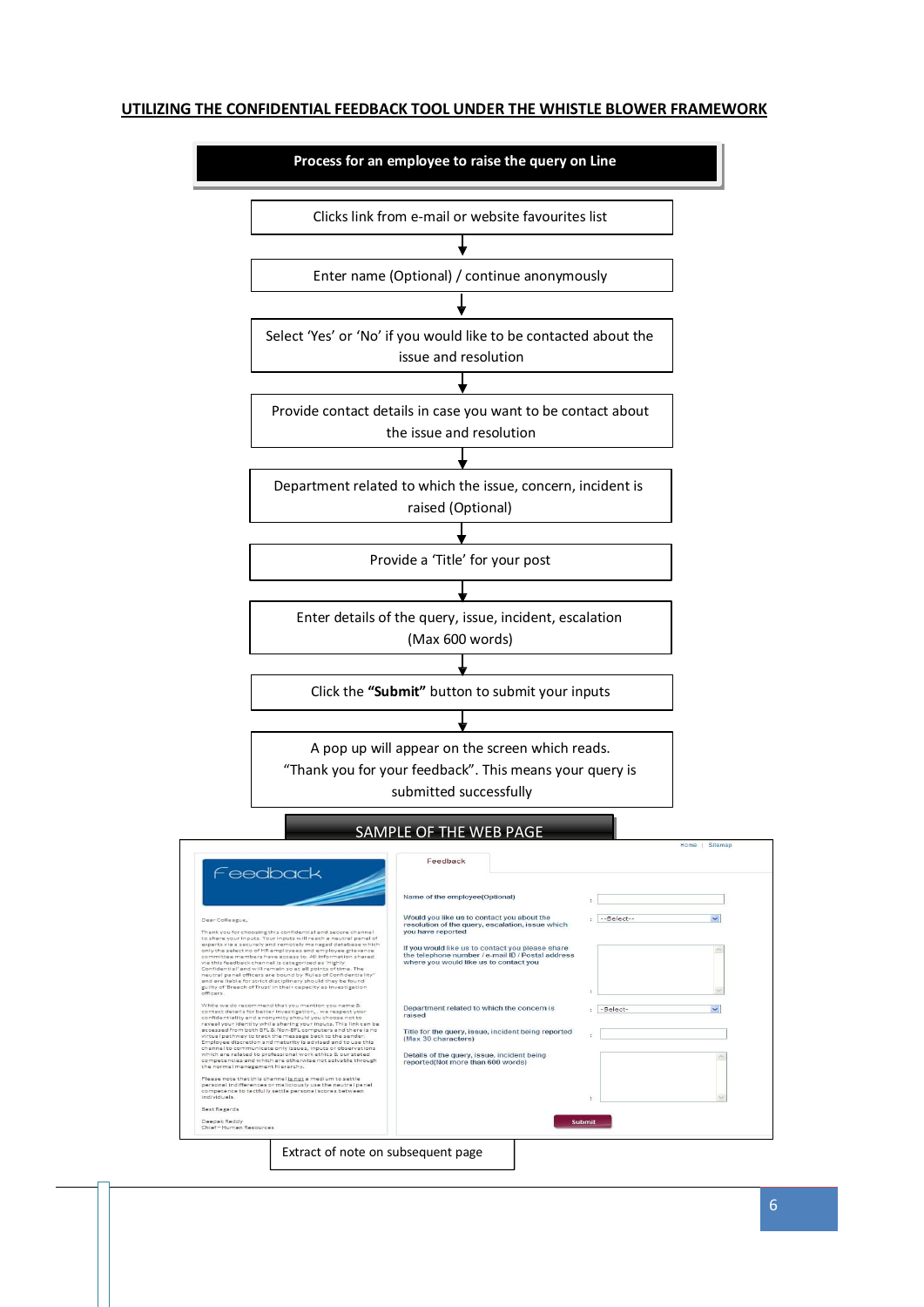## UTILIZING THE CONFIDENTIAL FEEDBACK TOOL UNDER THE WHISTLE BLOWER FRAMEWORK

**Process for an employee to raise the query on Line**

1. Clicks link from e-mail or website favourites list
2. Enter name (Optional) / continue anonymously
3. Select 'Yes' or 'No' if you would like to be contacted about the issue and resolution
4. Provide contact details in case you want to be contact about the issue and resolution
5. Department related to which the issue, concern, incident is raised (Optional)
6. Provide a 'Title' for your post
7. Enter details of the query, issue, incident, escalation (Max 600 words)
8. Click the **"Submit"** button to submit your inputs
9. A pop up will appear on the screen which reads. "Thank you for your feedback". This means your query is submitted successfully

**SAMPLE OF THE WEB PAGE**

Home | Sitemap

Feedback

Dear Colleague,

Thank you for choosing this confidential and secure channel to share your inputs. Your inputs will reach a neutral panel of experts via a securely and remotely managed database which only the select no of HR employees and employee grievance committee members have access to. All information shared via this feedback channel is categorized as 'Highly Confidential' and will remain so at all points of time. The neutral panel officers are bound by 'Rules of Confidentiality' and are liable for strict disciplinary should they be found guilty of 'Breach of Trust' in their capacity as investigation officers.

While we do recommend that you mention you name & contact details for better investigation, we respect your confidentiality and anonymity should you choose not to reveal your identity while sharing your inputs. This link can be accessed from both BFL & Non-BFL computers and there is no virtual pathway to track the message back to the sender. Employee discretion and maturity is advised and to use this channel to communicate only issues, inputs or observations which are related to professional work ethics & our stated competencies and which are otherwise not solvable through the normal management hierarchy.

Please note that this channel is not a medium to settle personal indifferences or maliciously use the neutral panel competence to tactfully settle personal scores between individuals.

Best Regards

Deepak Reddy
Chief – Human Resources

Feedback

| | | |
|---|---|---|
| Name of the employee(Optional) | : | |
| Would you like us to contact you about the resolution of the query, escalation, issue which you have reported | : | --Select-- |
| If you would like us to contact you please share the telephone number / e-mail ID / Postal address where you would like us to contact you | : | |
| Department related to which the concern is raised | : | -Select- |
| Title for the query, issue, incident being reported (Max 30 characters) | : | |
| Details of the query, issue, incident being reported(Not more than 600 words) | : | |

Submit

Extract of note on subsequent page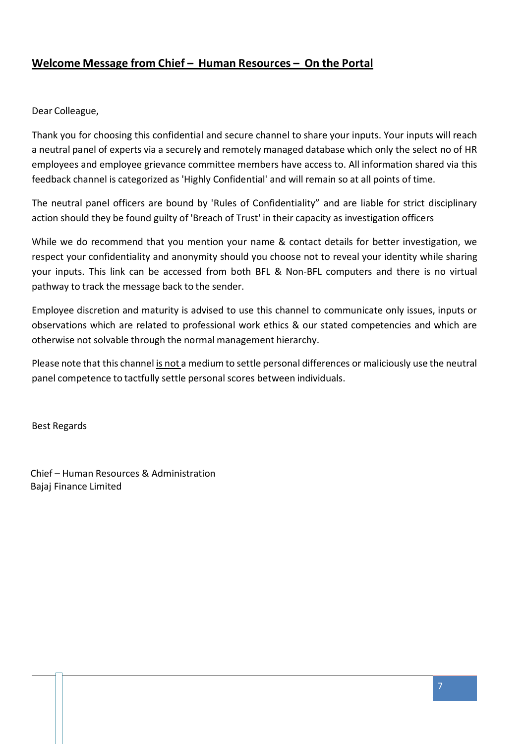## <u>**Welcome Message from Chief – Human Resources – On the Portal**</u>

Dear Colleague,

Thank you for choosing this confidential and secure channel to share your inputs. Your inputs will reach a neutral panel of experts via a securely and remotely managed database which only the select no of HR employees and employee grievance committee members have access to. All information shared via this feedback channel is categorized as 'Highly Confidential' and will remain so at all points of time.

The neutral panel officers are bound by 'Rules of Confidentiality" and are liable for strict disciplinary action should they be found guilty of 'Breach of Trust' in their capacity as investigation officers

While we do recommend that you mention your name & contact details for better investigation, we respect your confidentiality and anonymity should you choose not to reveal your identity while sharing your inputs. This link can be accessed from both BFL & Non-BFL computers and there is no virtual pathway to track the message back to the sender.

Employee discretion and maturity is advised to use this channel to communicate only issues, inputs or observations which are related to professional work ethics & our stated competencies and which are otherwise not solvable through the normal management hierarchy.

Please note that this channel <u>is not</u> a medium to settle personal differences or maliciously use the neutral panel competence to tactfully settle personal scores between individuals.

Best Regards

Chief – Human Resources & Administration
Bajaj Finance Limited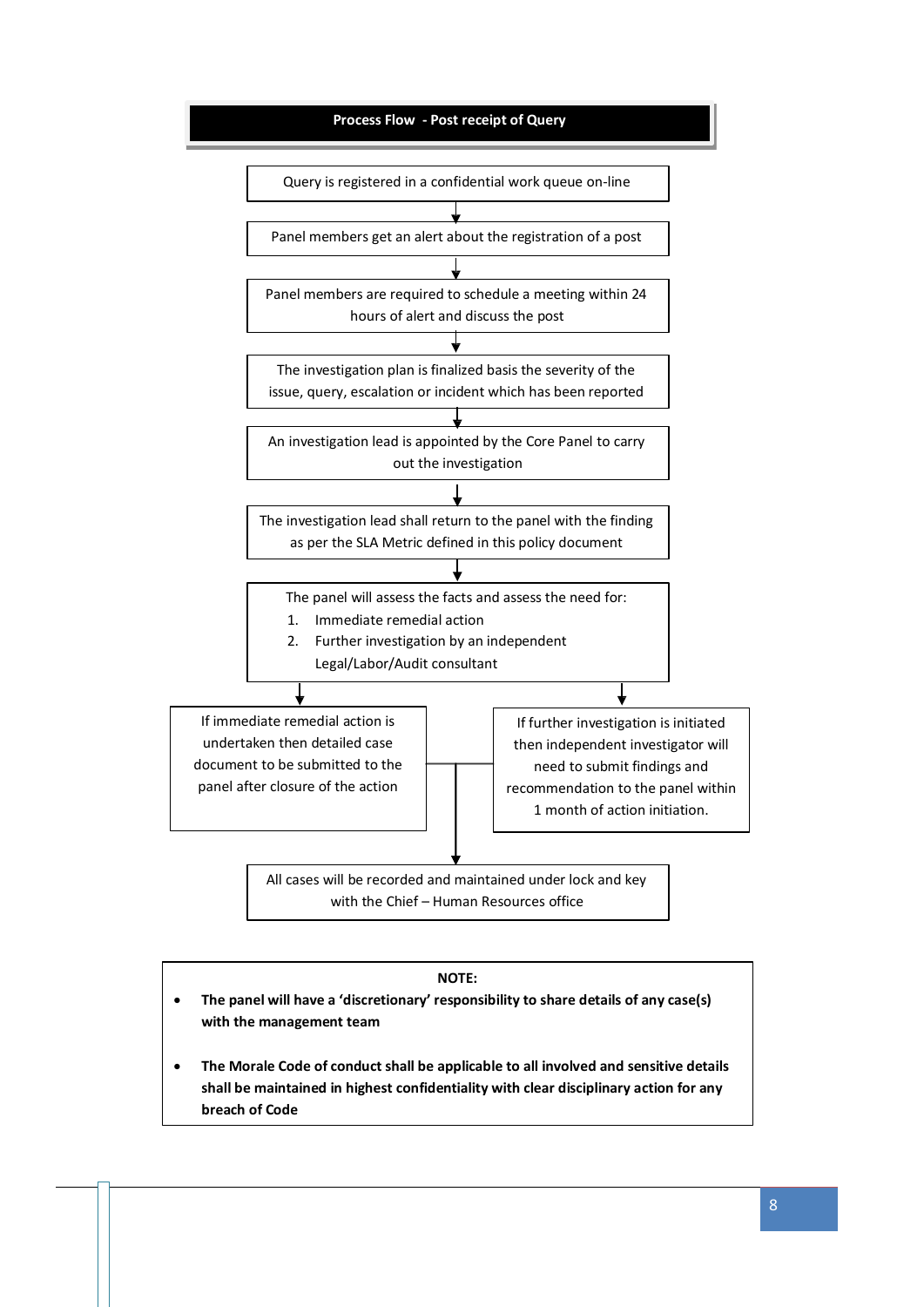## Process Flow - Post receipt of Query

Query is registered in a confidential work queue on-line

↓

Panel members get an alert about the registration of a post

↓

Panel members are required to schedule a meeting within 24 hours of alert and discuss the post

↓

The investigation plan is finalized basis the severity of the issue, query, escalation or incident which has been reported

↓

An investigation lead is appointed by the Core Panel to carry out the investigation

↓

The investigation lead shall return to the panel with the finding as per the SLA Metric defined in this policy document

↓

The panel will assess the facts and assess the need for:

1. Immediate remedial action
2. Further investigation by an independent Legal/Labor/Audit consultant

↓

If immediate remedial action is undertaken then detailed case document to be submitted to the panel after closure of the action

If further investigation is initiated then independent investigator will need to submit findings and recommendation to the panel within 1 month of action initiation.

↓

All cases will be recorded and maintained under lock and key with the Chief – Human Resources office

**NOTE:**

- **The panel will have a 'discretionary' responsibility to share details of any case(s) with the management team**
- **The Morale Code of conduct shall be applicable to all involved and sensitive details shall be maintained in highest confidentiality with clear disciplinary action for any breach of Code**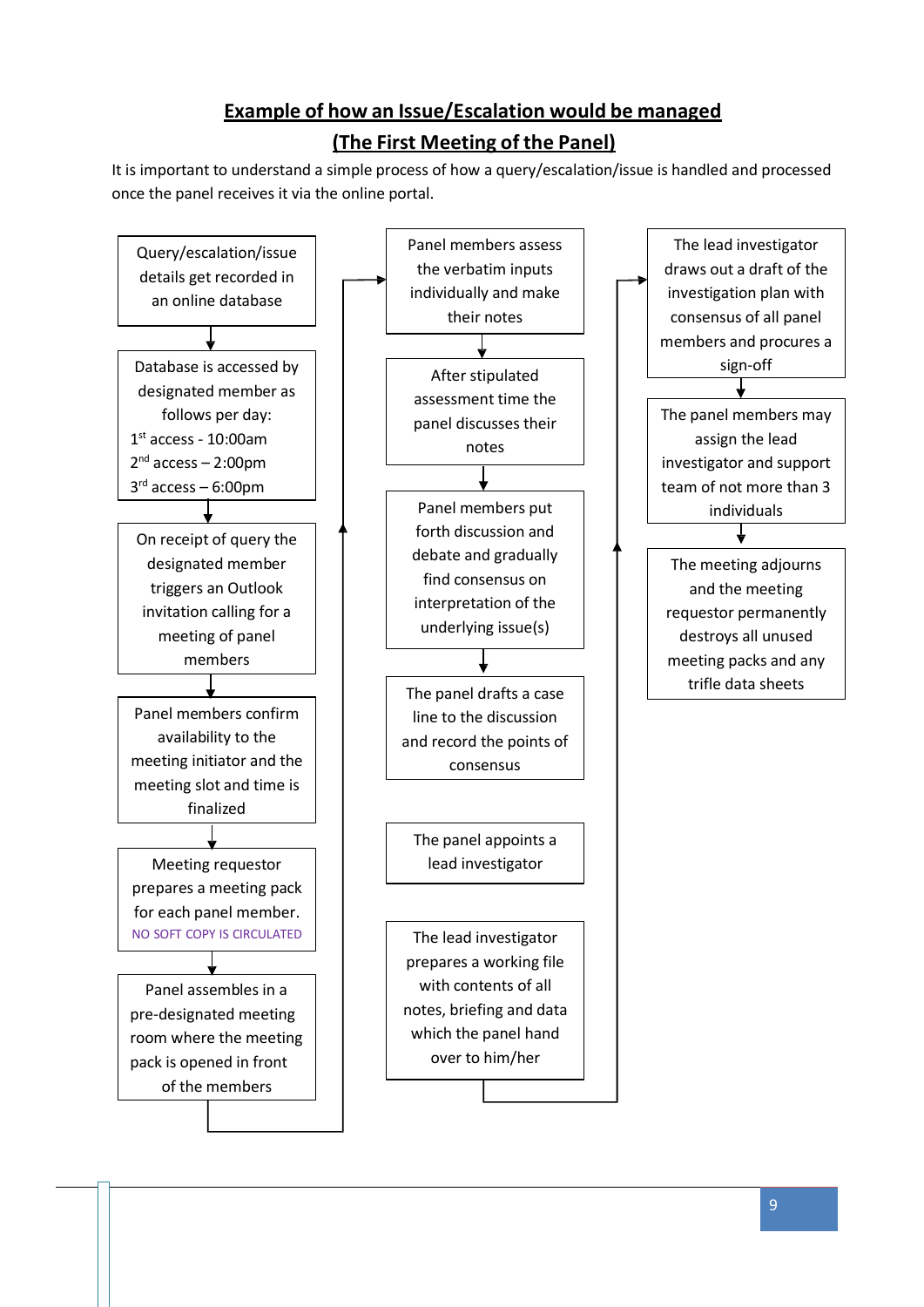## Example of how an Issue/Escalation would be managed

## (The First Meeting of the Panel)

It is important to understand a simple process of how a query/escalation/issue is handled and processed once the panel receives it via the online portal.

1. Query/escalation/issue details get recorded in an online database
2. Database is accessed by designated member as follows per day:
   1st access - 10:00am
   2nd access – 2:00pm
   3rd access – 6:00pm
3. On receipt of query the designated member triggers an Outlook invitation calling for a meeting of panel members
4. Panel members confirm availability to the meeting initiator and the meeting slot and time is finalized
5. Meeting requestor prepares a meeting pack for each panel member.
   NO SOFT COPY IS CIRCULATED
6. Panel assembles in a pre-designated meeting room where the meeting pack is opened in front of the members
7. Panel members assess the verbatim inputs individually and make their notes
8. After stipulated assessment time the panel discusses their notes
9. Panel members put forth discussion and debate and gradually find consensus on interpretation of the underlying issue(s)
10. The panel drafts a case line to the discussion and record the points of consensus
11. The panel appoints a lead investigator
12. The lead investigator prepares a working file with contents of all notes, briefing and data which the panel hand over to him/her
13. The lead investigator draws out a draft of the investigation plan with consensus of all panel members and procures a sign-off
14. The panel members may assign the lead investigator and support team of not more than 3 individuals
15. The meeting adjourns and the meeting requestor permanently destroys all unused meeting packs and any trifle data sheets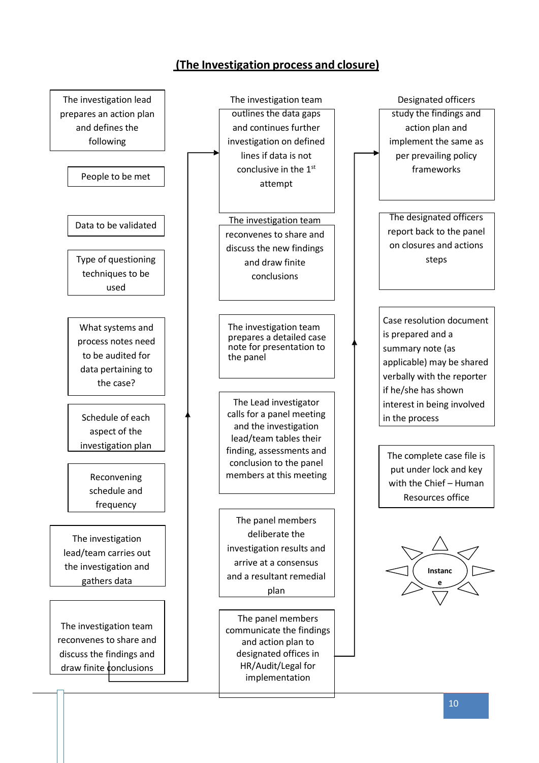## (The Investigation process and closure)

The investigation lead prepares an action plan and defines the following

- People to be met
- Data to be validated
- Type of questioning techniques to be used
- What systems and process notes need to be audited for data pertaining to the case?
- Schedule of each aspect of the investigation plan
- Reconvening schedule and frequency

The investigation lead/team carries out the investigation and gathers data

The investigation team reconvenes to share and discuss the findings and draw finite conclusions

The investigation team outlines the data gaps and continues further investigation on defined lines if data is not conclusive in the 1st attempt

The investigation team reconvenes to share and discuss the new findings and draw finite conclusions

The investigation team prepares a detailed case note for presentation to the panel

The Lead investigator calls for a panel meeting and the investigation lead/team tables their finding, assessments and conclusion to the panel members at this meeting

The panel members deliberate the investigation results and arrive at a consensus and a resultant remedial plan

The panel members communicate the findings and action plan to designated offices in HR/Audit/Legal for implementation

Designated officers study the findings and action plan and implement the same as per prevailing policy frameworks

The designated officers report back to the panel on closures and actions steps

Case resolution document is prepared and a summary note (as applicable) may be shared verbally with the reporter if he/she has shown interest in being involved in the process

The complete case file is put under lock and key with the Chief – Human Resources office

Instance